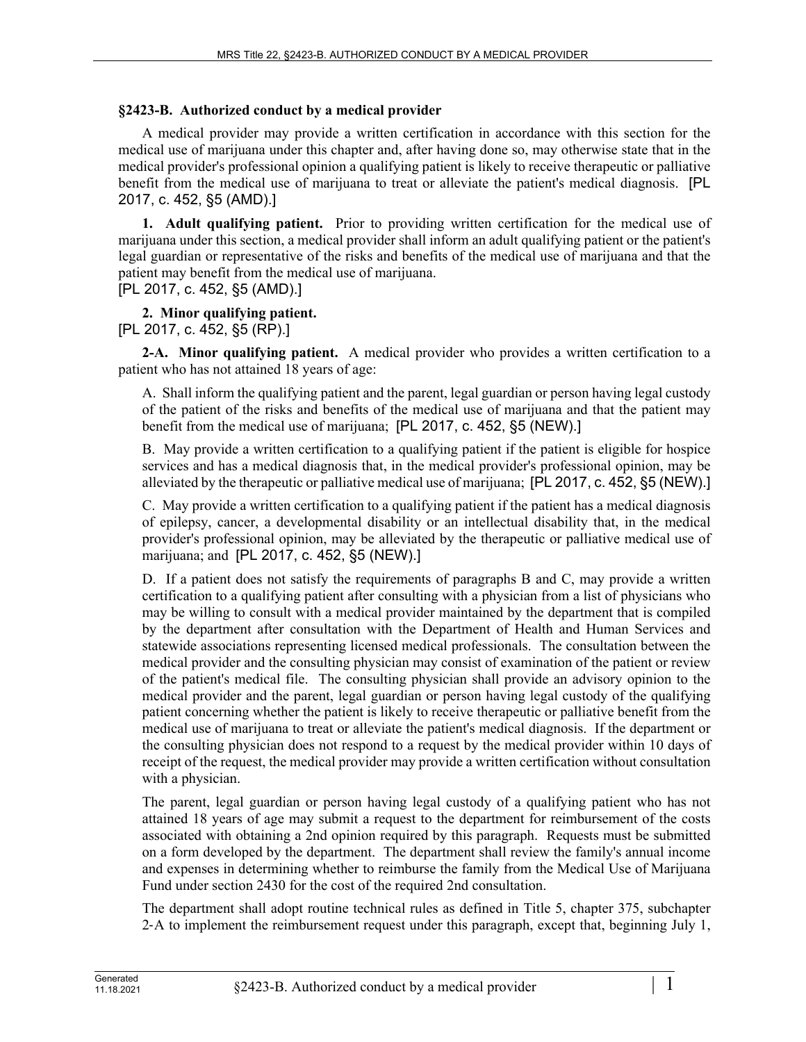## §2423-B. Authorized conduct by a medical provider

A medical provider may provide a written certification in accordance with this section for the medical use of marijuana under this chapter and, after having done so, may otherwise state that in the medical provider's professional opinion a qualifying patient is likely to receive therapeutic or palliative benefit from the medical use of marijuana to treat or alleviate the patient's medical diagnosis. [PL 2017, c. 452, §5 (AMD).]

**1. Adult qualifying patient.** Prior to providing written certification for the medical use of marijuana under this section, a medical provider shall inform an adult qualifying patient or the patient's legal guardian or representative of the risks and benefits of the medical use of marijuana and that the patient may benefit from the medical use of marijuana.
[PL 2017, c. 452, §5 (AMD).]

**2. Minor qualifying patient.**
[PL 2017, c. 452, §5 (RP).]

**2-A. Minor qualifying patient.** A medical provider who provides a written certification to a patient who has not attained 18 years of age:

A. Shall inform the qualifying patient and the parent, legal guardian or person having legal custody of the patient of the risks and benefits of the medical use of marijuana and that the patient may benefit from the medical use of marijuana; [PL 2017, c. 452, §5 (NEW).]

B. May provide a written certification to a qualifying patient if the patient is eligible for hospice services and has a medical diagnosis that, in the medical provider's professional opinion, may be alleviated by the therapeutic or palliative medical use of marijuana; [PL 2017, c. 452, §5 (NEW).]

C. May provide a written certification to a qualifying patient if the patient has a medical diagnosis of epilepsy, cancer, a developmental disability or an intellectual disability that, in the medical provider's professional opinion, may be alleviated by the therapeutic or palliative medical use of marijuana; and [PL 2017, c. 452, §5 (NEW).]

D. If a patient does not satisfy the requirements of paragraphs B and C, may provide a written certification to a qualifying patient after consulting with a physician from a list of physicians who may be willing to consult with a medical provider maintained by the department that is compiled by the department after consultation with the Department of Health and Human Services and statewide associations representing licensed medical professionals. The consultation between the medical provider and the consulting physician may consist of examination of the patient or review of the patient's medical file. The consulting physician shall provide an advisory opinion to the medical provider and the parent, legal guardian or person having legal custody of the qualifying patient concerning whether the patient is likely to receive therapeutic or palliative benefit from the medical use of marijuana to treat or alleviate the patient's medical diagnosis. If the department or the consulting physician does not respond to a request by the medical provider within 10 days of receipt of the request, the medical provider may provide a written certification without consultation with a physician.

The parent, legal guardian or person having legal custody of a qualifying patient who has not attained 18 years of age may submit a request to the department for reimbursement of the costs associated with obtaining a 2nd opinion required by this paragraph. Requests must be submitted on a form developed by the department. The department shall review the family's annual income and expenses in determining whether to reimburse the family from the Medical Use of Marijuana Fund under section 2430 for the cost of the required 2nd consultation.

The department shall adopt routine technical rules as defined in Title 5, chapter 375, subchapter 2-A to implement the reimbursement request under this paragraph, except that, beginning July 1,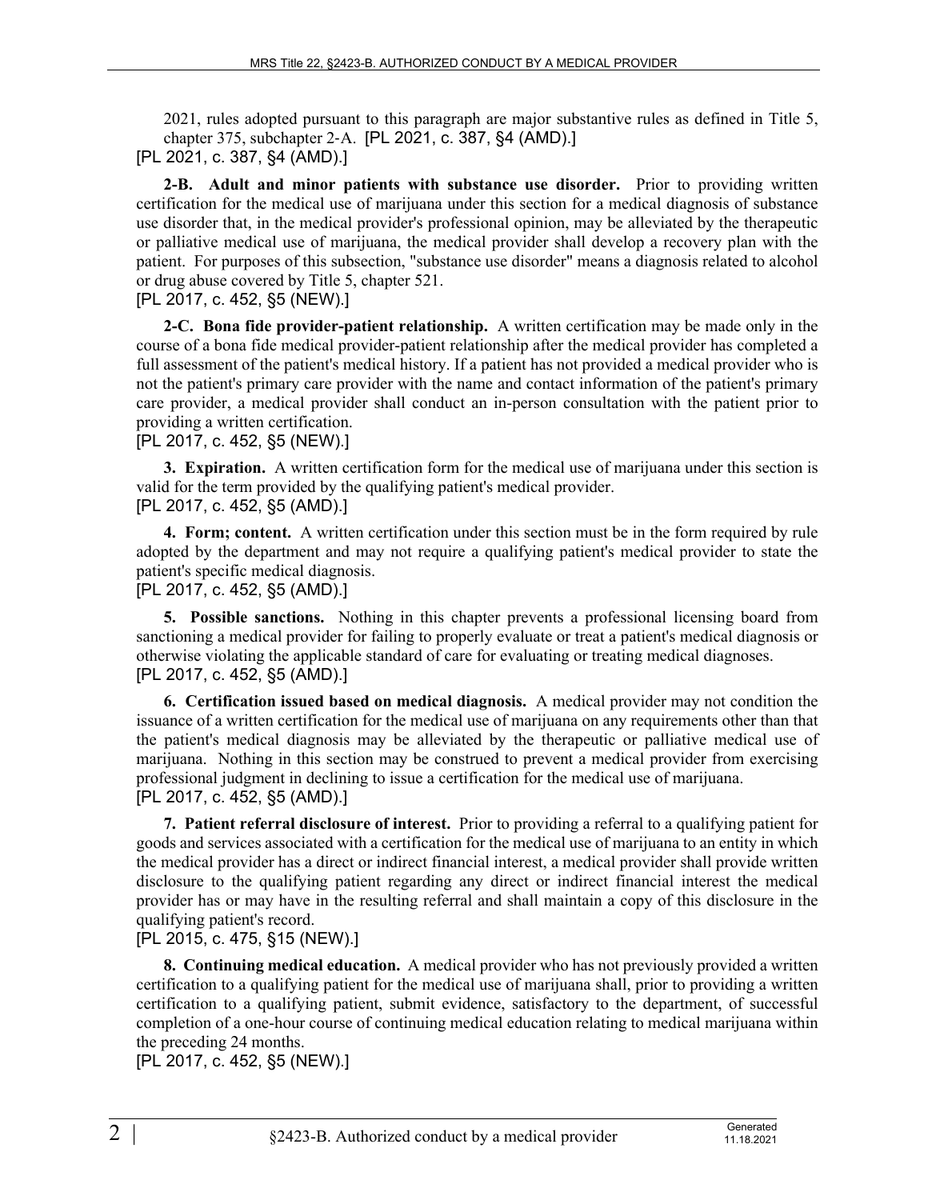2021, rules adopted pursuant to this paragraph are major substantive rules as defined in Title 5, chapter 375, subchapter 2-A. [PL 2021, c. 387, §4 (AMD).]

[PL 2021, c. 387, §4 (AMD).]

**2-B. Adult and minor patients with substance use disorder.** Prior to providing written certification for the medical use of marijuana under this section for a medical diagnosis of substance use disorder that, in the medical provider's professional opinion, may be alleviated by the therapeutic or palliative medical use of marijuana, the medical provider shall develop a recovery plan with the patient. For purposes of this subsection, "substance use disorder" means a diagnosis related to alcohol or drug abuse covered by Title 5, chapter 521.

[PL 2017, c. 452, §5 (NEW).]

**2-C. Bona fide provider-patient relationship.** A written certification may be made only in the course of a bona fide medical provider-patient relationship after the medical provider has completed a full assessment of the patient's medical history. If a patient has not provided a medical provider who is not the patient's primary care provider with the name and contact information of the patient's primary care provider, a medical provider shall conduct an in-person consultation with the patient prior to providing a written certification.

[PL 2017, c. 452, §5 (NEW).]

**3. Expiration.** A written certification form for the medical use of marijuana under this section is valid for the term provided by the qualifying patient's medical provider.

[PL 2017, c. 452, §5 (AMD).]

**4. Form; content.** A written certification under this section must be in the form required by rule adopted by the department and may not require a qualifying patient's medical provider to state the patient's specific medical diagnosis.

[PL 2017, c. 452, §5 (AMD).]

**5. Possible sanctions.** Nothing in this chapter prevents a professional licensing board from sanctioning a medical provider for failing to properly evaluate or treat a patient's medical diagnosis or otherwise violating the applicable standard of care for evaluating or treating medical diagnoses.

[PL 2017, c. 452, §5 (AMD).]

**6. Certification issued based on medical diagnosis.** A medical provider may not condition the issuance of a written certification for the medical use of marijuana on any requirements other than that the patient's medical diagnosis may be alleviated by the therapeutic or palliative medical use of marijuana. Nothing in this section may be construed to prevent a medical provider from exercising professional judgment in declining to issue a certification for the medical use of marijuana.

[PL 2017, c. 452, §5 (AMD).]

**7. Patient referral disclosure of interest.** Prior to providing a referral to a qualifying patient for goods and services associated with a certification for the medical use of marijuana to an entity in which the medical provider has a direct or indirect financial interest, a medical provider shall provide written disclosure to the qualifying patient regarding any direct or indirect financial interest the medical provider has or may have in the resulting referral and shall maintain a copy of this disclosure in the qualifying patient's record.

[PL 2015, c. 475, §15 (NEW).]

**8. Continuing medical education.** A medical provider who has not previously provided a written certification to a qualifying patient for the medical use of marijuana shall, prior to providing a written certification to a qualifying patient, submit evidence, satisfactory to the department, of successful completion of a one-hour course of continuing medical education relating to medical marijuana within the preceding 24 months.

[PL 2017, c. 452, §5 (NEW).]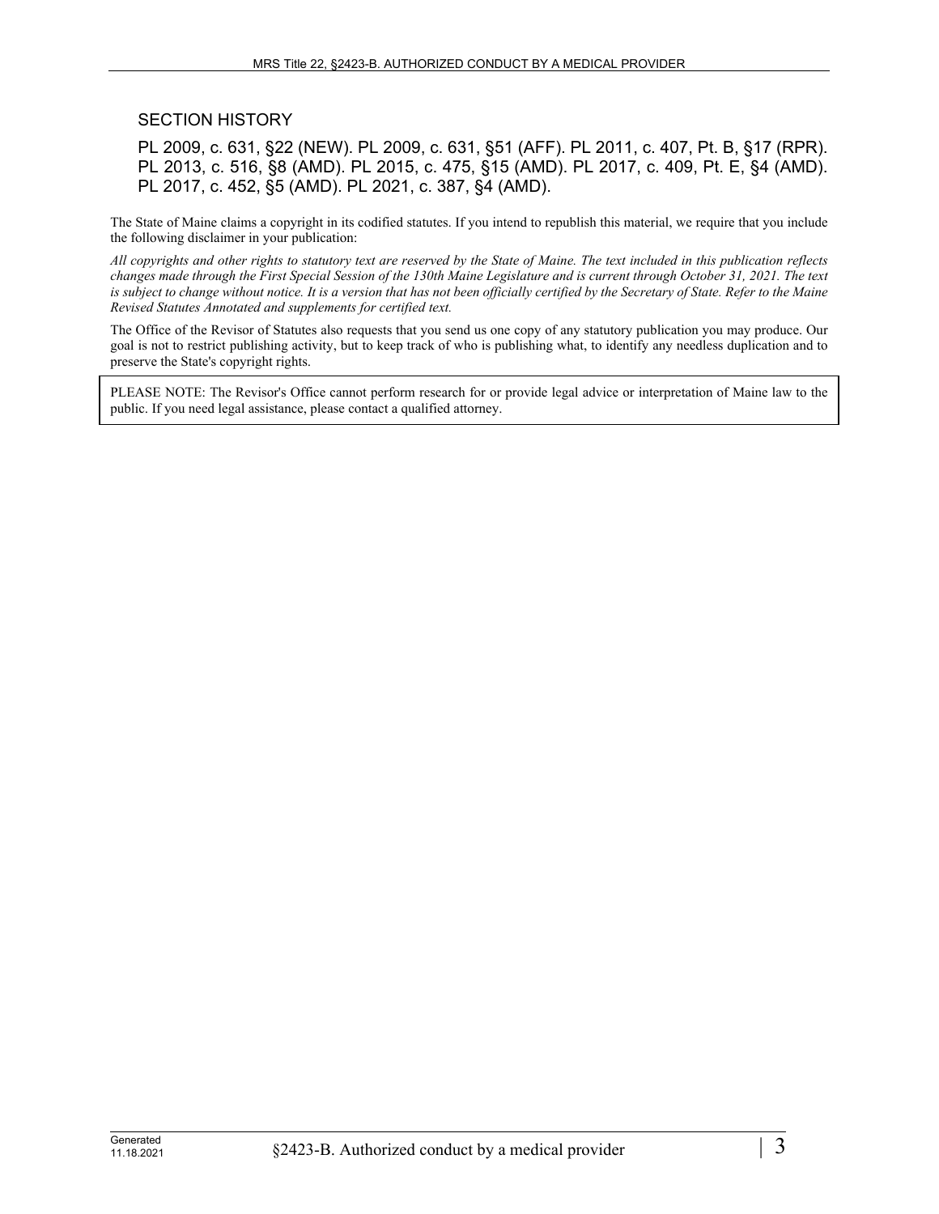## SECTION HISTORY

PL 2009, c. 631, §22 (NEW). PL 2009, c. 631, §51 (AFF). PL 2011, c. 407, Pt. B, §17 (RPR). PL 2013, c. 516, §8 (AMD). PL 2015, c. 475, §15 (AMD). PL 2017, c. 409, Pt. E, §4 (AMD). PL 2017, c. 452, §5 (AMD). PL 2021, c. 387, §4 (AMD).

The State of Maine claims a copyright in its codified statutes. If you intend to republish this material, we require that you include the following disclaimer in your publication:

*All copyrights and other rights to statutory text are reserved by the State of Maine. The text included in this publication reflects changes made through the First Special Session of the 130th Maine Legislature and is current through October 31, 2021. The text is subject to change without notice. It is a version that has not been officially certified by the Secretary of State. Refer to the Maine Revised Statutes Annotated and supplements for certified text.*

The Office of the Revisor of Statutes also requests that you send us one copy of any statutory publication you may produce. Our goal is not to restrict publishing activity, but to keep track of who is publishing what, to identify any needless duplication and to preserve the State's copyright rights.

PLEASE NOTE: The Revisor's Office cannot perform research for or provide legal advice or interpretation of Maine law to the public. If you need legal assistance, please contact a qualified attorney.